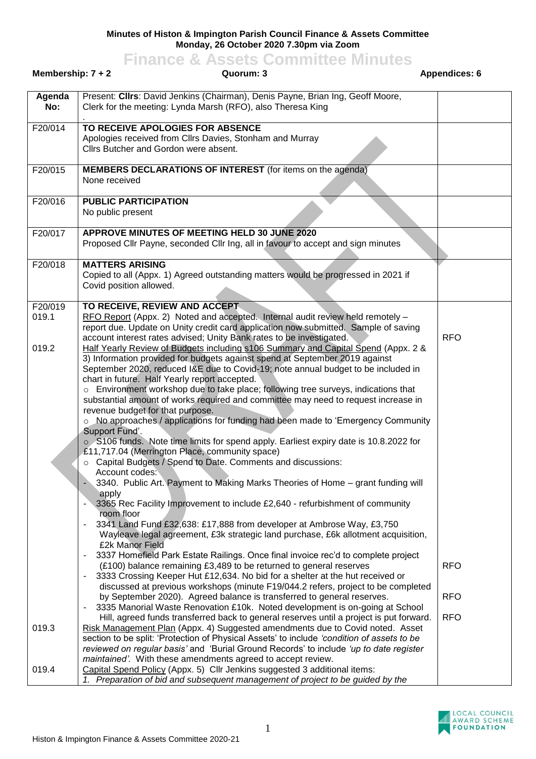**Minutes of Histon & Impington Parish Council Finance & Assets Committee**
**Monday, 26 October 2020 7.30pm via Zoom**

# Finance & Assets Committee Minutes

**Membership: 7 + 2** | **Quorum: 3** | **Appendices: 6**

| Agenda No: | Present: **Cllrs**: David Jenkins (Chairman), Denis Payne, Brian Ing, Geoff Moore, Clerk for the meeting: Lynda Marsh (RFO), also Theresa King<br>. | |
|---|---|---|
| F20/014 | **TO RECEIVE APOLOGIES FOR ABSENCE**<br>Apologies received from Cllrs Davies, Stonham and Murray<br>Cllrs Butcher and Gordon were absent. | |
| F20/015 | **MEMBERS DECLARATIONS OF INTEREST** (for items on the agenda)<br>None received | |
| F20/016 | **PUBLIC PARTICIPATION**<br>No public present | |
| F20/017 | **APPROVE MINUTES OF MEETING HELD 30 JUNE 2020**<br>Proposed Cllr Payne, seconded Cllr Ing, all in favour to accept and sign minutes | |
| F20/018 | **MATTERS ARISING**<br>Copied to all (Appx. 1) Agreed outstanding matters would be progressed in 2021 if Covid position allowed. | |
| F20/019<br>019.1 | **TO RECEIVE, REVIEW AND ACCEPT**<br>RFO Report (Appx. 2) Noted and accepted. Internal audit review held remotely – report due. Update on Unity credit card application now submitted. Sample of saving account interest rates advised; Unity Bank rates to be investigated. | RFO |
| 019.2 | Half Yearly Review of Budgets including s106 Summary and Capital Spend (Appx. 2 & 3) Information provided for budgets against spend at September 2019 against September 2020, reduced I&E due to Covid-19; note annual budget to be included in chart in future. Half Yearly report accepted.<br>○ Environment workshop due to take place; following tree surveys, indications that substantial amount of works required and committee may need to request increase in revenue budget for that purpose.<br>○ No approaches / applications for funding had been made to 'Emergency Community Support Fund'.<br>○ S106 funds. Note time limits for spend apply. Earliest expiry date is 10.8.2022 for £11,717.04 (Merrington Place, community space)<br>○ Capital Budgets / Spend to Date. Comments and discussions:<br>Account codes:<br>- 3340. Public Art. Payment to Making Marks Theories of Home – grant funding will apply<br>- 3365 Rec Facility Improvement to include £2,640 - refurbishment of community room floor<br>- 3341 Land Fund £32,638: £17,888 from developer at Ambrose Way, £3,750 Wayleave legal agreement, £3k strategic land purchase, £6k allotment acquisition, £2k Manor Field<br>- 3337 Homefield Park Estate Railings. Once final invoice rec'd to complete project (£100) balance remaining £3,489 to be returned to general reserves<br>- 3333 Crossing Keeper Hut £12,634. No bid for a shelter at the hut received or discussed at previous workshops (minute F19/044.2 refers, project to be completed by September 2020). Agreed balance is transferred to general reserves.<br>- 3335 Manorial Waste Renovation £10k. Noted development is on-going at School Hill, agreed funds transferred back to general reserves until a project is put forward. | <br><br><br><br><br><br><br><br><br><br><br><br><br><br><br><br><br><br><br>RFO<br><br>RFO<br><br>RFO |
| 019.3 | Risk Management Plan (Appx. 4) Suggested amendments due to Covid noted. Asset section to be split: 'Protection of Physical Assets' to include *'condition of assets to be reviewed on regular basis'* and 'Burial Ground Records' to include *'up to date register maintained'*. With these amendments agreed to accept review. | |
| 019.4 | Capital Spend Policy (Appx. 5) Cllr Jenkins suggested 3 additional items:<br>*1. Preparation of bid and subsequent management of project to be guided by the* | |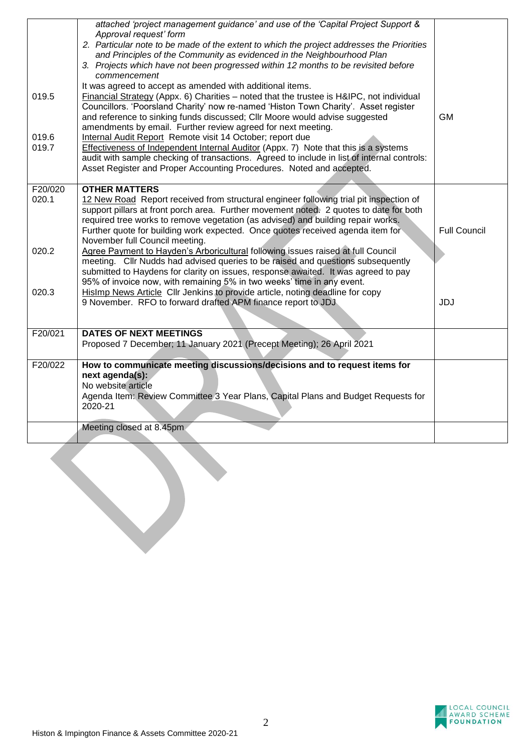| | | |
|---|---|---|
| | *attached 'project management guidance' and use of the 'Capital Project Support & Approval request' form*<br>*2. Particular note to be made of the extent to which the project addresses the Priorities and Principles of the Community as evidenced in the Neighbourhood Plan*<br>*3. Projects which have not been progressed within 12 months to be revisited before commencement*<br>It was agreed to accept as amended with additional items. | |
| 019.5 | Financial Strategy (Appx. 6) Charities – noted that the trustee is H&IPC, not individual Councillors. 'Poorsland Charity' now re-named 'Histon Town Charity'. Asset register and reference to sinking funds discussed; Cllr Moore would advise suggested amendments by email. Further review agreed for next meeting. | GM |
| 019.6 | Internal Audit Report Remote visit 14 October; report due | |
| 019.7 | Effectiveness of Independent Internal Auditor (Appx. 7) Note that this is a systems audit with sample checking of transactions. Agreed to include in list of internal controls: Asset Register and Proper Accounting Procedures. Noted and accepted. | |
| F20/020 | **OTHER MATTERS** | |
| 020.1 | 12 New Road Report received from structural engineer following trial pit inspection of support pillars at front porch area. Further movement noted. 2 quotes to date for both required tree works to remove vegetation (as advised) and building repair works. Further quote for building work expected. Once quotes received agenda item for November full Council meeting. | Full Council |
| 020.2 | Agree Payment to Hayden's Arboricultural following issues raised at full Council meeting. Cllr Nudds had advised queries to be raised and questions subsequently submitted to Haydens for clarity on issues, response awaited. It was agreed to pay 95% of invoice now, with remaining 5% in two weeks' time in any event. | |
| 020.3 | HisImp News Article Cllr Jenkins to provide article, noting deadline for copy 9 November. RFO to forward drafted APM finance report to JDJ | JDJ |
| F20/021 | **DATES OF NEXT MEETINGS**<br>Proposed 7 December; 11 January 2021 (Precept Meeting); 26 April 2021 | |
| F20/022 | **How to communicate meeting discussions/decisions and to request items for next agenda(s):**<br>No website article<br>Agenda Item: Review Committee 3 Year Plans, Capital Plans and Budget Requests for 2020-21 | |
| | Meeting closed at 8.45pm | |